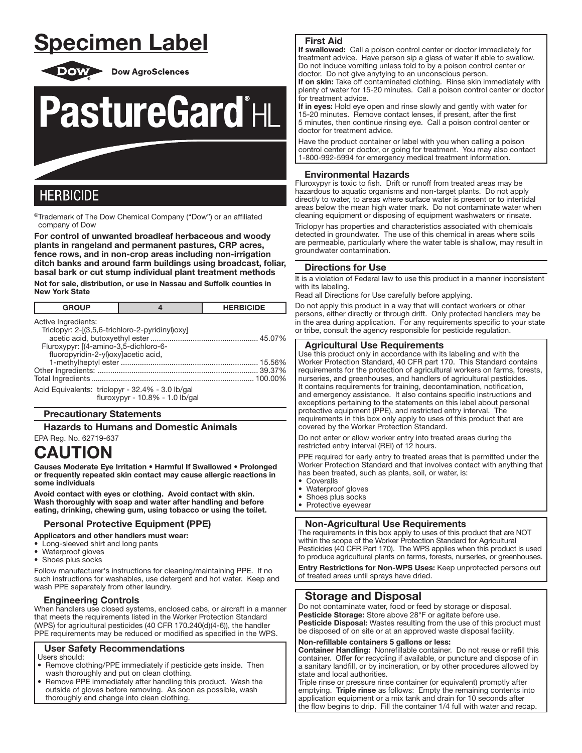# Specimen Label

Dow AgroSciences

# PastureGard® HL

## HERBICIDE

®Trademark of The Dow Chemical Company ("Dow") or an affiliated company of Dow

**For control of unwanted broadleaf herbaceous and woody plants in rangeland and permanent pastures, CRP acres, fence rows, and in non-crop areas including non-irrigation ditch banks and around farm buildings using broadcast, foliar, basal bark or cut stump individual plant treatment methods**

**Not for sale, distribution, or use in Nassau and Suffolk counties in New York State**

| GROUP | 4 | HERBICIDE |
|---|---|---|

Active Ingredients:

| | |
|---|---|
| Triclopyr: 2-[(3,5,6-trichloro-2-pyridinyl)oxy] acetic acid, butoxyethyl ester | 45.07% |
| Fluroxypyr: [(4-amino-3,5-dichloro-6-fluoropyridin-2-yl)oxy]acetic acid, 1-methylheptyl ester | 15.56% |
| Other Ingredients: | 39.37% |
| Total Ingredients | 100.00% |

Acid Equivalents: triclopyr - 32.4% - 3.0 lb/gal
fluroxypyr - 10.8% - 1.0 lb/gal

### Precautionary Statements

### Hazards to Humans and Domestic Animals

EPA Reg. No. 62719-637

# CAUTION

**Causes Moderate Eye Irritation • Harmful If Swallowed • Prolonged or frequently repeated skin contact may cause allergic reactions in some individuals**

**Avoid contact with eyes or clothing. Avoid contact with skin. Wash thoroughly with soap and water after handling and before eating, drinking, chewing gum, using tobacco or using the toilet.**

### Personal Protective Equipment (PPE)

**Applicators and other handlers must wear:**

- Long-sleeved shirt and long pants
- Waterproof gloves
- Shoes plus socks

Follow manufacturer's instructions for cleaning/maintaining PPE. If no such instructions for washables, use detergent and hot water. Keep and wash PPE separately from other laundry.

### Engineering Controls

When handlers use closed systems, enclosed cabs, or aircraft in a manner that meets the requirements listed in the Worker Protection Standard (WPS) for agricultural pesticides (40 CFR 170.240(d)(4-6)), the handler PPE requirements may be reduced or modified as specified in the WPS.

### User Safety Recommendations

Users should:

- Remove clothing/PPE immediately if pesticide gets inside. Then wash thoroughly and put on clean clothing.
- Remove PPE immediately after handling this product. Wash the outside of gloves before removing. As soon as possible, wash thoroughly and change into clean clothing.

### First Aid

**If swallowed:** Call a poison control center or doctor immediately for treatment advice. Have person sip a glass of water if able to swallow. Do not induce vomiting unless told to by a poison control center or doctor. Do not give anytying to an unconscious person.

**If on skin:** Take off contaminated clothing. Rinse skin immediately with plenty of water for 15-20 minutes. Call a poison control center or doctor for treatment advice.

**If in eyes:** Hold eye open and rinse slowly and gently with water for 15-20 minutes. Remove contact lenses, if present, after the first 5 minutes, then continue rinsing eye. Call a poison control center or doctor for treatment advice.

Have the product container or label with you when calling a poison control center or doctor, or going for treatment. You may also contact 1-800-992-5994 for emergency medical treatment information.

### Environmental Hazards

Fluroxypyr is toxic to fish. Drift or runoff from treated areas may be hazardous to aquatic organisms and non-target plants. Do not apply directly to water, to areas where surface water is present or to intertidal areas below the mean high water mark. Do not contaminate water when cleaning equipment or disposing of equipment washwaters or rinsate.

Triclopyr has properties and characteristics associated with chemicals detected in groundwater. The use of this chemical in areas where soils are permeable, particularly where the water table is shallow, may result in groundwater contamination.

### Directions for Use

It is a violation of Federal law to use this product in a manner inconsistent with its labeling.

Read all Directions for Use carefully before applying.

Do not apply this product in a way that will contact workers or other persons, either directly or through drift. Only protected handlers may be in the area during application. For any requirements specific to your state or tribe, consult the agency responsible for pesticide regulation.

### Agricultural Use Requirements

Use this product only in accordance with its labeling and with the Worker Protection Standard, 40 CFR part 170. This Standard contains requirements for the protection of agricultural workers on farms, forests, nurseries, and greenhouses, and handlers of agricultural pesticides. It contains requirements for training, decontamination, notification, and emergency assistance. It also contains specific instructions and exceptions pertaining to the statements on this label about personal protective equipment (PPE), and restricted entry interval. The requirements in this box only apply to uses of this product that are covered by the Worker Protection Standard.

Do not enter or allow worker entry into treated areas during the restricted entry interval (REI) of 12 hours.

PPE required for early entry to treated areas that is permitted under the Worker Protection Standard and that involves contact with anything that has been treated, such as plants, soil, or water, is:

- Coveralls
- Waterproof gloves
- Shoes plus socks
- Protective eyewear

### Non-Agricultural Use Requirements

The requirements in this box apply to uses of this product that are NOT within the scope of the Worker Protection Standard for Agricultural Pesticides (40 CFR Part 170). The WPS applies when this product is used to produce agricultural plants on farms, forests, nurseries, or greenhouses.

**Entry Restrictions for Non-WPS Uses:** Keep unprotected persons out of treated areas until sprays have dried.

## Storage and Disposal

Do not contaminate water, food or feed by storage or disposal.

**Pesticide Storage:** Store above 28°F or agitate before use.

**Pesticide Disposal:** Wastes resulting from the use of this product must be disposed of on site or at an approved waste disposal facility.

**Non-refillable containers 5 gallons or less:**

**Container Handling:** Nonrefillable container. Do not reuse or refill this container. Offer for recycling if available, or puncture and dispose of in a sanitary landfill, or by incineration, or by other procedures allowed by state and local authorities.

Triple rinse or pressure rinse container (or equivalent) promptly after emptying. **Triple rinse** as follows: Empty the remaining contents into application equipment or a mix tank and drain for 10 seconds after the flow begins to drip. Fill the container 1/4 full with water and recap.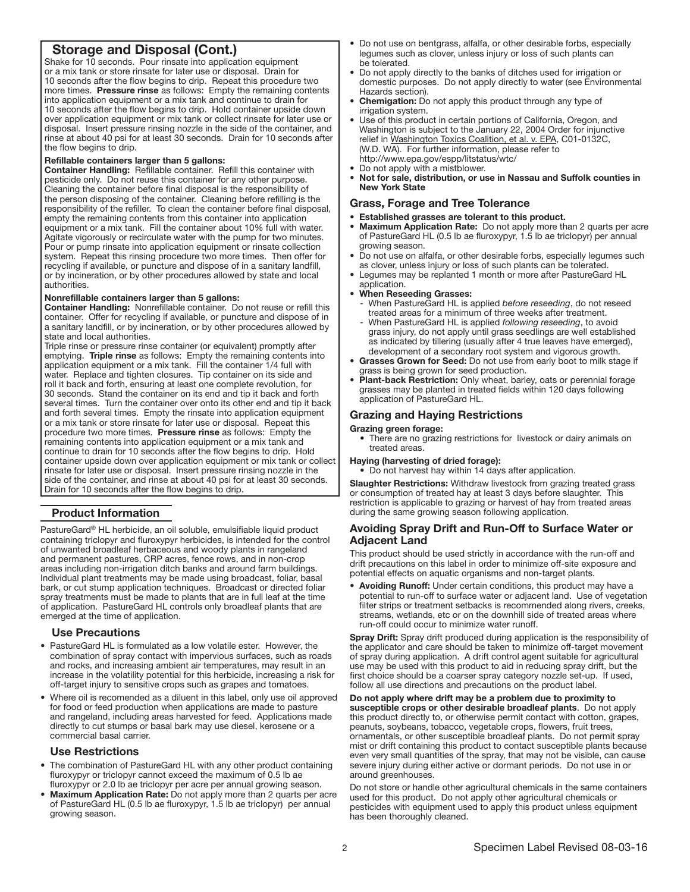## Storage and Disposal (Cont.)

Shake for 10 seconds. Pour rinsate into application equipment or a mix tank or store rinsate for later use or disposal. Drain for 10 seconds after the flow begins to drip. Repeat this procedure two more times. **Pressure rinse** as follows: Empty the remaining contents into application equipment or a mix tank and continue to drain for 10 seconds after the flow begins to drip. Hold container upside down over application equipment or mix tank or collect rinsate for later use or disposal. Insert pressure rinsing nozzle in the side of the container, and rinse at about 40 psi for at least 30 seconds. Drain for 10 seconds after the flow begins to drip.

**Refillable containers larger than 5 gallons:**

**Container Handling:** Refillable container. Refill this container with pesticide only. Do not reuse this container for any other purpose. Cleaning the container before final disposal is the responsibility of the person disposing of the container. Cleaning before refilling is the responsibility of the refiller. To clean the container before final disposal, empty the remaining contents from this container into application equipment or a mix tank. Fill the container about 10% full with water. Agitate vigorously or recirculate water with the pump for two minutes. Pour or pump rinsate into application equipment or rinsate collection system. Repeat this rinsing procedure two more times. Then offer for recycling if available, or puncture and dispose of in a sanitary landfill, or by incineration, or by other procedures allowed by state and local authorities.

**Nonrefillable containers larger than 5 gallons:**

**Container Handling:** Nonrefillable container. Do not reuse or refill this container. Offer for recycling if available, or puncture and dispose of in a sanitary landfill, or by incineration, or by other procedures allowed by state and local authorities.

Triple rinse or pressure rinse container (or equivalent) promptly after emptying. **Triple rinse** as follows: Empty the remaining contents into application equipment or a mix tank. Fill the container 1/4 full with water. Replace and tighten closures. Tip container on its side and roll it back and forth, ensuring at least one complete revolution, for 30 seconds. Stand the container on its end and tip it back and forth several times. Turn the container over onto its other end and tip it back and forth several times. Empty the rinsate into application equipment or a mix tank or store rinsate for later use or disposal. Repeat this procedure two more times. **Pressure rinse** as follows: Empty the remaining contents into application equipment or a mix tank and continue to drain for 10 seconds after the flow begins to drip. Hold container upside down over application equipment or mix tank or collect rinsate for later use or disposal. Insert pressure rinsing nozzle in the side of the container, and rinse at about 40 psi for at least 30 seconds. Drain for 10 seconds after the flow begins to drip.

## Product Information

PastureGard® HL herbicide, an oil soluble, emulsifiable liquid product containing triclopyr and fluroxypyr herbicides, is intended for the control of unwanted broadleaf herbaceous and woody plants in rangeland and permanent pastures, CRP acres, fence rows, and in non-crop areas including non-irrigation ditch banks and around farm buildings. Individual plant treatments may be made using broadcast, foliar, basal bark, or cut stump application techniques. Broadcast or directed foliar spray treatments must be made to plants that are in full leaf at the time of application. PastureGard HL controls only broadleaf plants that are emerged at the time of application.

### Use Precautions

- PastureGard HL is formulated as a low volatile ester. However, the combination of spray contact with impervious surfaces, such as roads and rocks, and increasing ambient air temperatures, may result in an increase in the volatility potential for this herbicide, increasing a risk for off-target injury to sensitive crops such as grapes and tomatoes.
- Where oil is recomended as a diluent in this label, only use oil approved for food or feed production when applications are made to pasture and rangeland, including areas harvested for feed. Applications made directly to cut stumps or basal bark may use diesel, kerosene or a commercial basal carrier.

### Use Restrictions

- The combination of PastureGard HL with any other product containing fluroxypyr or triclopyr cannot exceed the maximum of 0.5 lb ae fluroxypyr or 2.0 lb ae triclopyr per acre per annual growing season.
- **Maximum Application Rate:** Do not apply more than 2 quarts per acre of PastureGard HL (0.5 lb ae fluroxypyr, 1.5 lb ae triclopyr) per annual growing season.
- Do not use on bentgrass, alfalfa, or other desirable forbs, especially legumes such as clover, unless injury or loss of such plants can be tolerated.
- Do not apply directly to the banks of ditches used for irrigation or domestic purposes. Do not apply directly to water (see Environmental Hazards section).
- **Chemigation:** Do not apply this product through any type of irrigation system.
- Use of this product in certain portions of California, Oregon, and Washington is subject to the January 22, 2004 Order for injunctive relief in Washington Toxics Coalition, et al. v. EPA, C01-0132C, (W.D. WA). For further information, please refer to http://www.epa.gov/espp/litstatus/wtc/
- Do not apply with a mistblower.
- **Not for sale, distribution, or use in Nassau and Suffolk counties in New York State**

### Grass, Forage and Tree Tolerance

- **Established grasses are tolerant to this product.**
- **Maximum Application Rate:** Do not apply more than 2 quarts per acre of PastureGard HL (0.5 lb ae fluroxypyr, 1.5 lb ae triclopyr) per annual growing season.
- Do not use on alfalfa, or other desirable forbs, especially legumes such as clover, unless injury or loss of such plants can be tolerated.
- Legumes may be replanted 1 month or more after PastureGard HL application.
- **When Reseeding Grasses:**
  - When PastureGard HL is applied *before reseeding*, do not reseed treated areas for a minimum of three weeks after treatment.
  - When PastureGard HL is applied *following reseeding*, to avoid grass injury, do not apply until grass seedlings are well established as indicated by tillering (usually after 4 true leaves have emerged), development of a secondary root system and vigorous growth.
- **Grasses Grown for Seed:** Do not use from early boot to milk stage if grass is being grown for seed production.
- **Plant-back Restriction:** Only wheat, barley, oats or perennial forage grasses may be planted in treated fields within 120 days following application of PastureGard HL.

### Grazing and Haying Restrictions

**Grazing green forage:**

- There are no grazing restrictions for livestock or dairy animals on treated areas.

**Haying (harvesting of dried forage):**

- Do not harvest hay within 14 days after application.

**Slaughter Restrictions:** Withdraw livestock from grazing treated grass or consumption of treated hay at least 3 days before slaughter. This restriction is applicable to grazing or harvest of hay from treated areas during the same growing season following application.

### Avoiding Spray Drift and Run-Off to Surface Water or Adjacent Land

This product should be used strictly in accordance with the run-off and drift precautions on this label in order to minimize off-site exposure and potential effects on aquatic organisms and non-target plants.

- **Avoiding Runoff:** Under certain conditions, this product may have a potential to run-off to surface water or adjacent land. Use of vegetation filter strips or treatment setbacks is recommended along rivers, creeks, streams, wetlands, etc or on the downhill side of treated areas where run-off could occur to minimize water runoff.

**Spray Drift:** Spray drift produced during application is the responsibility of the applicator and care should be taken to minimize off-target movement of spray during application. A drift control agent suitable for agricultural use may be used with this product to aid in reducing spray drift, but the first choice should be a coarser spray category nozzle set-up. If used, follow all use directions and precautions on the product label.

**Do not apply where drift may be a problem due to proximity to susceptible crops or other desirable broadleaf plants**. Do not apply this product directly to, or otherwise permit contact with cotton, grapes, peanuts, soybeans, tobacco, vegetable crops, flowers, fruit trees, ornamentals, or other susceptible broadleaf plants. Do not permit spray mist or drift containing this product to contact susceptible plants because even very small quantities of the spray, that may not be visible, can cause severe injury during either active or dormant periods. Do not use in or around greenhouses.

Do not store or handle other agricultural chemicals in the same containers used for this product. Do not apply other agricultural chemicals or pesticides with equipment used to apply this product unless equipment has been thoroughly cleaned.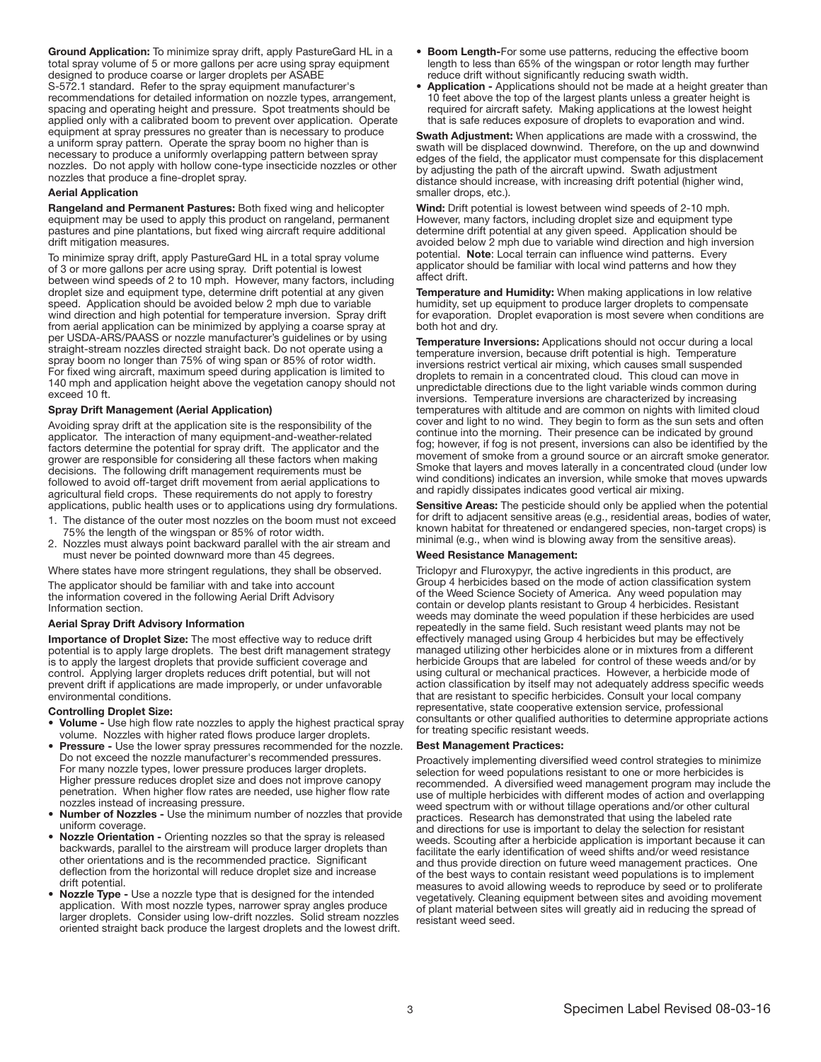**Ground Application:** To minimize spray drift, apply PastureGard HL in a total spray volume of 5 or more gallons per acre using spray equipment designed to produce coarse or larger droplets per ASABE S-572.1 standard. Refer to the spray equipment manufacturer's recommendations for detailed information on nozzle types, arrangement, spacing and operating height and pressure. Spot treatments should be applied only with a calibrated boom to prevent over application. Operate equipment at spray pressures no greater than is necessary to produce a uniform spray pattern. Operate the spray boom no higher than is necessary to produce a uniformly overlapping pattern between spray nozzles. Do not apply with hollow cone-type insecticide nozzles or other nozzles that produce a fine-droplet spray.

**Aerial Application**

**Rangeland and Permanent Pastures:** Both fixed wing and helicopter equipment may be used to apply this product on rangeland, permanent pastures and pine plantations, but fixed wing aircraft require additional drift mitigation measures.

To minimize spray drift, apply PastureGard HL in a total spray volume of 3 or more gallons per acre using spray. Drift potential is lowest between wind speeds of 2 to 10 mph. However, many factors, including droplet size and equipment type, determine drift potential at any given speed. Application should be avoided below 2 mph due to variable wind direction and high potential for temperature inversion. Spray drift from aerial application can be minimized by applying a coarse spray at per USDA-ARS/PAASS or nozzle manufacturer's guidelines or by using straight-stream nozzles directed straight back. Do not operate using a spray boom no longer than 75% of wing span or 85% of rotor width. For fixed wing aircraft, maximum speed during application is limited to 140 mph and application height above the vegetation canopy should not exceed 10 ft.

**Spray Drift Management (Aerial Application)**

Avoiding spray drift at the application site is the responsibility of the applicator. The interaction of many equipment-and-weather-related factors determine the potential for spray drift. The applicator and the grower are responsible for considering all these factors when making decisions. The following drift management requirements must be followed to avoid off-target drift movement from aerial applications to agricultural field crops. These requirements do not apply to forestry applications, public health uses or to applications using dry formulations.

1. The distance of the outer most nozzles on the boom must not exceed 75% the length of the wingspan or 85% of rotor width.
2. Nozzles must always point backward parallel with the air stream and must never be pointed downward more than 45 degrees.

Where states have more stringent regulations, they shall be observed.

The applicator should be familiar with and take into account the information covered in the following Aerial Drift Advisory Information section.

**Aerial Spray Drift Advisory Information**

**Importance of Droplet Size:** The most effective way to reduce drift potential is to apply large droplets. The best drift management strategy is to apply the largest droplets that provide sufficient coverage and control. Applying larger droplets reduces drift potential, but will not prevent drift if applications are made improperly, or under unfavorable environmental conditions.

**Controlling Droplet Size:**

- **Volume -** Use high flow rate nozzles to apply the highest practical spray volume. Nozzles with higher rated flows produce larger droplets.
- **Pressure -** Use the lower spray pressures recommended for the nozzle. Do not exceed the nozzle manufacturer's recommended pressures. For many nozzle types, lower pressure produces larger droplets. Higher pressure reduces droplet size and does not improve canopy penetration. When higher flow rates are needed, use higher flow rate nozzles instead of increasing pressure.
- **Number of Nozzles -** Use the minimum number of nozzles that provide uniform coverage.
- **Nozzle Orientation -** Orienting nozzles so that the spray is released backwards, parallel to the airstream will produce larger droplets than other orientations and is the recommended practice. Significant deflection from the horizontal will reduce droplet size and increase drift potential.
- **Nozzle Type -** Use a nozzle type that is designed for the intended application. With most nozzle types, narrower spray angles produce larger droplets. Consider using low-drift nozzles. Solid stream nozzles oriented straight back produce the largest droplets and the lowest drift.
- **Boom Length-**For some use patterns, reducing the effective boom length to less than 65% of the wingspan or rotor length may further reduce drift without significantly reducing swath width.
- **Application -** Applications should not be made at a height greater than 10 feet above the top of the largest plants unless a greater height is required for aircraft safety. Making applications at the lowest height that is safe reduces exposure of droplets to evaporation and wind.

**Swath Adjustment:** When applications are made with a crosswind, the swath will be displaced downwind. Therefore, on the up and downwind edges of the field, the applicator must compensate for this displacement by adjusting the path of the aircraft upwind. Swath adjustment distance should increase, with increasing drift potential (higher wind, smaller drops, etc.).

**Wind:** Drift potential is lowest between wind speeds of 2-10 mph. However, many factors, including droplet size and equipment type determine drift potential at any given speed. Application should be avoided below 2 mph due to variable wind direction and high inversion potential. **Note**: Local terrain can influence wind patterns. Every applicator should be familiar with local wind patterns and how they affect drift.

**Temperature and Humidity:** When making applications in low relative humidity, set up equipment to produce larger droplets to compensate for evaporation. Droplet evaporation is most severe when conditions are both hot and dry.

**Temperature Inversions:** Applications should not occur during a local temperature inversion, because drift potential is high. Temperature inversions restrict vertical air mixing, which causes small suspended droplets to remain in a concentrated cloud. This cloud can move in unpredictable directions due to the light variable winds common during inversions. Temperature inversions are characterized by increasing temperatures with altitude and are common on nights with limited cloud cover and light to no wind. They begin to form as the sun sets and often continue into the morning. Their presence can be indicated by ground fog; however, if fog is not present, inversions can also be identified by the movement of smoke from a ground source or an aircraft smoke generator. Smoke that layers and moves laterally in a concentrated cloud (under low wind conditions) indicates an inversion, while smoke that moves upwards and rapidly dissipates indicates good vertical air mixing.

**Sensitive Areas:** The pesticide should only be applied when the potential for drift to adjacent sensitive areas (e.g., residential areas, bodies of water, known habitat for threatened or endangered species, non-target crops) is minimal (e.g., when wind is blowing away from the sensitive areas).

**Weed Resistance Management:**

Triclopyr and Fluroxypyr, the active ingredients in this product, are Group 4 herbicides based on the mode of action classification system of the Weed Science Society of America. Any weed population may contain or develop plants resistant to Group 4 herbicides. Resistant weeds may dominate the weed population if these herbicides are used repeatedly in the same field. Such resistant weed plants may not be effectively managed using Group 4 herbicides but may be effectively managed utilizing other herbicides alone or in mixtures from a different herbicide Groups that are labeled for control of these weeds and/or by using cultural or mechanical practices. However, a herbicide mode of action classification by itself may not adequately address specific weeds that are resistant to specific herbicides. Consult your local company representative, state cooperative extension service, professional consultants or other qualified authorities to determine appropriate actions for treating specific resistant weeds.

**Best Management Practices:**

Proactively implementing diversified weed control strategies to minimize selection for weed populations resistant to one or more herbicides is recommended. A diversified weed management program may include the use of multiple herbicides with different modes of action and overlapping weed spectrum with or without tillage operations and/or other cultural practices. Research has demonstrated that using the labeled rate and directions for use is important to delay the selection for resistant weeds. Scouting after a herbicide application is important because it can facilitate the early identification of weed shifts and/or weed resistance and thus provide direction on future weed management practices. One of the best ways to contain resistant weed populations is to implement measures to avoid allowing weeds to reproduce by seed or to proliferate vegetatively. Cleaning equipment between sites and avoiding movement of plant material between sites will greatly aid in reducing the spread of resistant weed seed.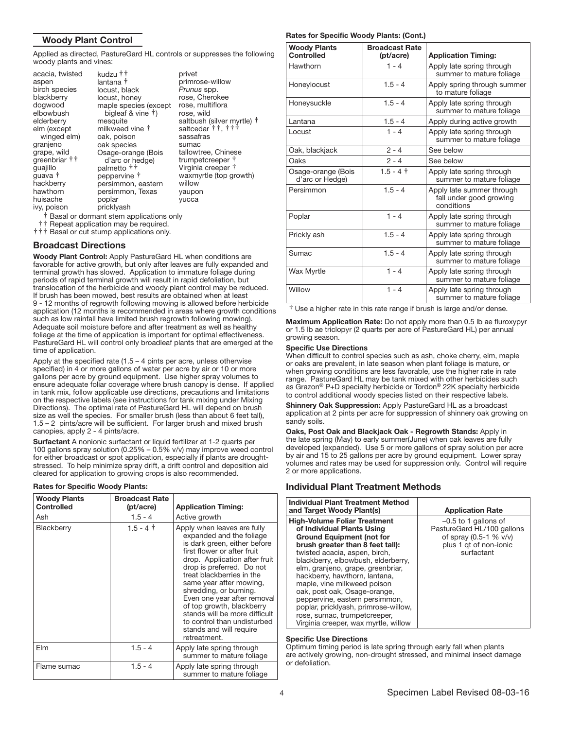## Woody Plant Control

Applied as directed, PastureGard HL controls or suppresses the following woody plants and vines:

acacia, twisted
aspen
birch species
blackberry
dogwood
elbowbush
elderberry
elm (except winged elm)
granjeno
grape, wild
greenbriar ††
guajillo
guava †
hackberry
hawthorn
huisache
ivy, poison
kudzu ††
lantana †
locust, black
locust, honey
maple species (except bigleaf & vine †)
mesquite
milkweed vine †
oak, poison
oak species
Osage-orange (Bois d'arc or hedge)
palmetto ††
peppervine †
persimmon, eastern
persimmon, Texas
poplar
pricklyash
privet
primrose-willow
*Prunus* spp.
rose, Cherokee
rose, multiflora
rose, wild
saltbush (silver myrtle) †
saltcedar ††, †††
sassafras
sumac
tallowtree, Chinese
trumpetcreeper †
Virginia creeper †
waxmyrtle (top growth)
willow
yaupon
yucca

† Basal or dormant stem applications only
†† Repeat application may be required.
††† Basal or cut stump applications only.

## Broadcast Directions

**Woody Plant Control:** Apply PastureGard HL when conditions are favorable for active growth, but only after leaves are fully expanded and terminal growth has slowed. Application to immature foliage during periods of rapid terminal growth will result in rapid defoliation, but translocation of the herbicide and woody plant control may be reduced. If brush has been mowed, best results are obtained when at least 9 - 12 months of regrowth following mowing is allowed before herbicide application (12 months is recommended in areas where growth conditions such as low rainfall have limited brush regrowth following mowing). Adequate soil moisture before and after treatment as well as healthy foliage at the time of application is important for optimal effectiveness. PastureGard HL will control only broadleaf plants that are emerged at the time of application.

Apply at the specified rate (1.5 – 4 pints per acre, unless otherwise specified) in 4 or more gallons of water per acre by air or 10 or more gallons per acre by ground equipment. Use higher spray volumes to ensure adequate foliar coverage where brush canopy is dense. If applied in tank mix, follow applicable use directions, precautions and limitations on the respective labels (see instructions for tank mixing under Mixing Directions). The optimal rate of PastureGard HL will depend on brush size as well the species. For smaller brush (less than about 6 feet tall), 1.5 – 2 pints/acre will be sufficient. For larger brush and mixed brush canopies, apply 2 - 4 pints/acre.

**Surfactant** A nonionic surfactant or liquid fertilizer at 1-2 quarts per 100 gallons spray solution (0.25% – 0.5% v/v) may improve weed control for either broadcast or spot application, especially if plants are drought-stressed. To help minimize spray drift, a drift control and deposition aid cleared for application to growing crops is also recommended.

**Rates for Specific Woody Plants:**

| Woody Plants Controlled | Broadcast Rate (pt/acre) | Application Timing: |
|---|---|---|
| Ash | 1.5 - 4 | Active growth |
| Blackberry | 1.5 - 4 † | Apply when leaves are fully expanded and the foliage is dark green, either before first flower or after fruit drop. Application after fruit drop is preferred. Do not treat blackberries in the same year after mowing, shredding, or burning. Even one year after removal of top growth, blackberry stands will be more difficult to control than undisturbed stands and will require retreatment. |
| Elm | 1.5 - 4 | Apply late spring through summer to mature foliage |
| Flame sumac | 1.5 - 4 | Apply late spring through summer to mature foliage |
| Hawthorn | 1 - 4 | Apply late spring through summer to mature foliage |
| Honeylocust | 1.5 - 4 | Apply spring through summer to mature foliage |
| Honeysuckle | 1.5 - 4 | Apply late spring through summer to mature foliage |
| Lantana | 1.5 - 4 | Apply during active growth |
| Locust | 1 - 4 | Apply late spring through summer to mature foliage |
| Oak, blackjack | 2 - 4 | See below |
| Oaks | 2 - 4 | See below |
| Osage-orange (Bois d'arc or Hedge) | 1.5 - 4 † | Apply late spring through summer to mature foliage |
| Persimmon | 1.5 - 4 | Apply late summer through fall under good growing conditions |
| Poplar | 1 - 4 | Apply late spring through summer to mature foliage |
| Prickly ash | 1.5 - 4 | Apply late spring through summer to mature foliage |
| Sumac | 1.5 - 4 | Apply late spring through summer to mature foliage |
| Wax Myrtle | 1 - 4 | Apply late spring through summer to mature foliage |
| Willow | 1 - 4 | Apply late spring through summer to mature foliage |

† Use a higher rate in this rate range if brush is large and/or dense.

**Maximum Application Rate:** Do not apply more than 0.5 lb ae fluroxypyr or 1.5 lb ae triclopyr (2 quarts per acre of PastureGard HL) per annual growing season.

**Specific Use Directions**

When difficult to control species such as ash, choke cherry, elm, maple or oaks are prevalent, in late season when plant foliage is mature, or when growing conditions are less favorable, use the higher rate in rate range. PastureGard HL may be tank mixed with other herbicides such as Grazon® P+D specialty herbicide or Tordon® 22K specialty herbicide to control additional woody species listed on their respective labels.

**Shinnery Oak Suppression:** Apply PastureGard HL as a broadcast application at 2 pints per acre for suppression of shinnery oak growing on sandy soils.

**Oaks, Post Oak and Blackjack Oak - Regrowth Stands:** Apply in the late spring (May) to early summer(June) when oak leaves are fully developed (expanded). Use 5 or more gallons of spray solution per acre by air and 15 to 25 gallons per acre by ground equipment. Lower spray volumes and rates may be used for suppression only. Control will require 2 or more applications.

## Individual Plant Treatment Methods

| Individual Plant Treatment Method and Target Woody Plant(s) | Application Rate |
|---|---|
| **High-Volume Foliar Treatment of Individual Plants Using Ground Equipment (not for brush greater than 8 feet tall):** twisted acacia, aspen, birch, blackberry, elbowbush, elderberry, elm, granjeno, grape, greenbriar, hackberry, hawthorn, lantana, maple, vine milkweed poison oak, post oak, Osage-orange, peppervine, eastern persimmon, poplar, pricklyash, primrose-willow, rose, sumac, trumpetcreeper, Virginia creeper, wax myrtle, willow | –0.5 to 1 gallons of PastureGard HL/100 gallons of spray (0.5-1 % v/v) plus 1 qt of non-ionic surfactant |

**Specific Use Directions**

Optimum timing period is late spring through early fall when plants are actively growing, non-drought stressed, and minimal insect damage or defoliation.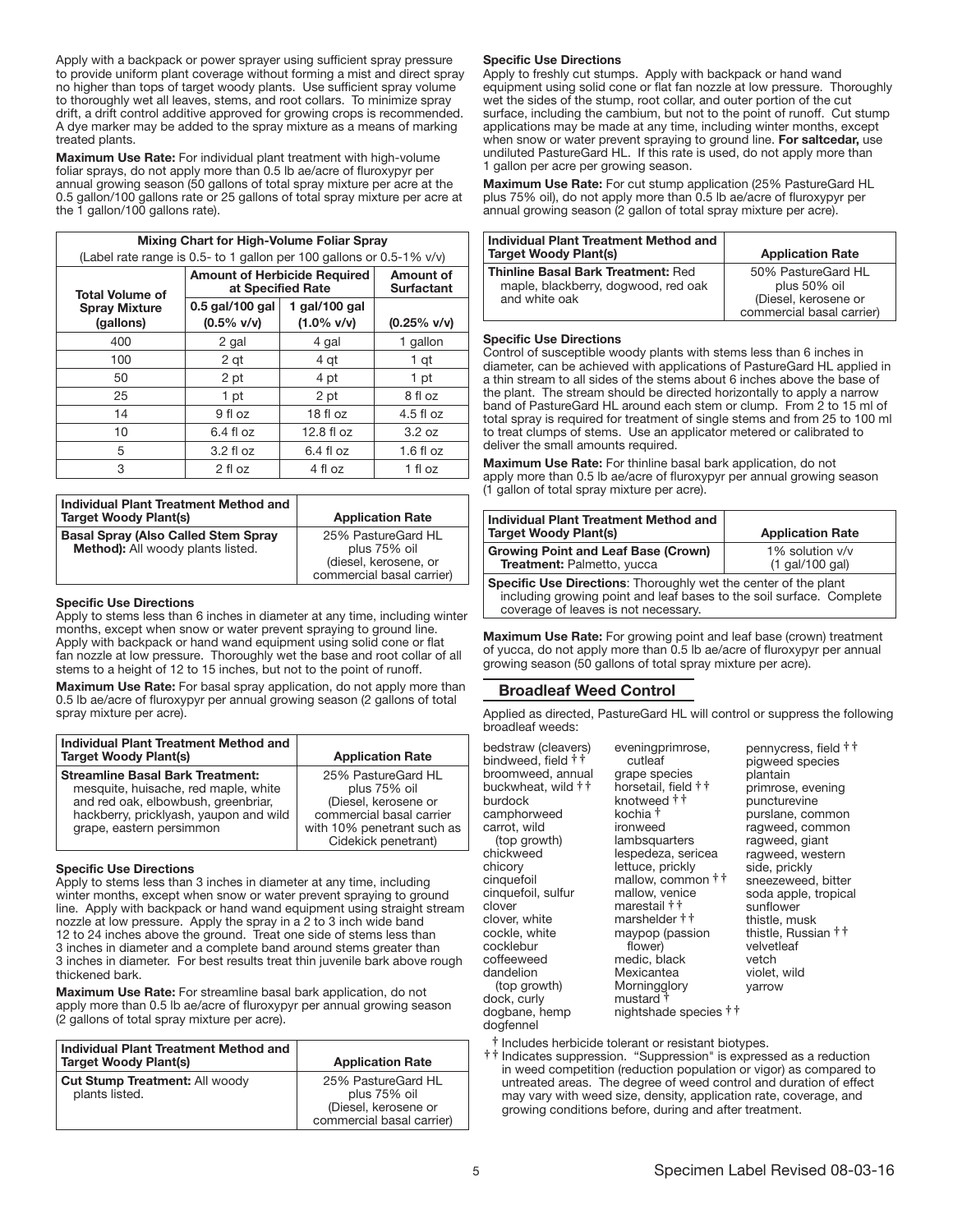Apply with a backpack or power sprayer using sufficient spray pressure to provide uniform plant coverage without forming a mist and direct spray no higher than tops of target woody plants. Use sufficient spray volume to thoroughly wet all leaves, stems, and root collars. To minimize spray drift, a drift control additive approved for growing crops is recommended. A dye marker may be added to the spray mixture as a means of marking treated plants.

**Maximum Use Rate:** For individual plant treatment with high-volume foliar sprays, do not apply more than 0.5 lb ae/acre of fluroxypyr per annual growing season (50 gallons of total spray mixture per acre at the 0.5 gallon/100 gallons rate or 25 gallons of total spray mixture per acre at the 1 gallon/100 gallons rate).

**Mixing Chart for High-Volume Foliar Spray**
(Label rate range is 0.5- to 1 gallon per 100 gallons or 0.5-1% v/v)

| Total Volume of Spray Mixture (gallons) | Amount of Herbicide Required at Specified Rate | | Amount of Surfactant |
|---|---|---|---|
| | 0.5 gal/100 gal (0.5% v/v) | 1 gal/100 gal (1.0% v/v) | (0.25% v/v) |
| 400 | 2 gal | 4 gal | 1 gallon |
| 100 | 2 qt | 4 qt | 1 qt |
| 50 | 2 pt | 4 pt | 1 pt |
| 25 | 1 pt | 2 pt | 8 fl oz |
| 14 | 9 fl oz | 18 fl oz | 4.5 fl oz |
| 10 | 6.4 fl oz | 12.8 fl oz | 3.2 oz |
| 5 | 3.2 fl oz | 6.4 fl oz | 1.6 fl oz |
| 3 | 2 fl oz | 4 fl oz | 1 fl oz |

| Individual Plant Treatment Method and Target Woody Plant(s) | Application Rate |
|---|---|
| **Basal Spray (Also Called Stem Spray Method):** All woody plants listed. | 25% PastureGard HL plus 75% oil (diesel, kerosene, or commercial basal carrier) |

**Specific Use Directions**

Apply to stems less than 6 inches in diameter at any time, including winter months, except when snow or water prevent spraying to ground line. Apply with backpack or hand wand equipment using solid cone or flat fan nozzle at low pressure. Thoroughly wet the base and root collar of all stems to a height of 12 to 15 inches, but not to the point of runoff.

**Maximum Use Rate:** For basal spray application, do not apply more than 0.5 lb ae/acre of fluroxypyr per annual growing season (2 gallons of total spray mixture per acre).

| Individual Plant Treatment Method and Target Woody Plant(s) | Application Rate |
|---|---|
| **Streamline Basal Bark Treatment:** mesquite, huisache, red maple, white and red oak, elbowbush, greenbriar, hackberry, pricklyash, yaupon and wild grape, eastern persimmon | 25% PastureGard HL plus 75% oil (Diesel, kerosene or commercial basal carrier with 10% penetrant such as Cidekick penetrant) |

**Specific Use Directions**

Apply to stems less than 3 inches in diameter at any time, including winter months, except when snow or water prevent spraying to ground line. Apply with backpack or hand wand equipment using straight stream nozzle at low pressure. Apply the spray in a 2 to 3 inch wide band 12 to 24 inches above the ground. Treat one side of stems less than 3 inches in diameter and a complete band around stems greater than 3 inches in diameter. For best results treat thin juvenile bark above rough thickened bark.

**Maximum Use Rate:** For streamline basal bark application, do not apply more than 0.5 lb ae/acre of fluroxypyr per annual growing season (2 gallons of total spray mixture per acre).

| Individual Plant Treatment Method and Target Woody Plant(s) | Application Rate |
|---|---|
| **Cut Stump Treatment:** All woody plants listed. | 25% PastureGard HL plus 75% oil (Diesel, kerosene or commercial basal carrier) |

**Specific Use Directions**

Apply to freshly cut stumps. Apply with backpack or hand wand equipment using solid cone or flat fan nozzle at low pressure. Thoroughly wet the sides of the stump, root collar, and outer portion of the cut surface, including the cambium, but not to the point of runoff. Cut stump applications may be made at any time, including winter months, except when snow or water prevent spraying to ground line. **For saltcedar,** use undiluted PastureGard HL. If this rate is used, do not apply more than 1 gallon per acre per growing season.

**Maximum Use Rate:** For cut stump application (25% PastureGard HL plus 75% oil), do not apply more than 0.5 lb ae/acre of fluroxypyr per annual growing season (2 gallon of total spray mixture per acre).

| Individual Plant Treatment Method and Target Woody Plant(s) | Application Rate |
|---|---|
| **Thinline Basal Bark Treatment:** Red maple, blackberry, dogwood, red oak and white oak | 50% PastureGard HL plus 50% oil (Diesel, kerosene or commercial basal carrier) |

**Specific Use Directions**

Control of susceptible woody plants with stems less than 6 inches in diameter, can be achieved with applications of PastureGard HL applied in a thin stream to all sides of the stems about 6 inches above the base of the plant. The stream should be directed horizontally to apply a narrow band of PastureGard HL around each stem or clump. From 2 to 15 ml of total spray is required for treatment of single stems and from 25 to 100 ml to treat clumps of stems. Use an applicator metered or calibrated to deliver the small amounts required.

**Maximum Use Rate:** For thinline basal bark application, do not apply more than 0.5 lb ae/acre of fluroxypyr per annual growing season (1 gallon of total spray mixture per acre).

| Individual Plant Treatment Method and Target Woody Plant(s) | Application Rate |
|---|---|
| **Growing Point and Leaf Base (Crown) Treatment:** Palmetto, yucca | 1% solution v/v (1 gal/100 gal) |
| **Specific Use Directions**: Thoroughly wet the center of the plant including growing point and leaf bases to the soil surface. Complete coverage of leaves is not necessary. | |

**Maximum Use Rate:** For growing point and leaf base (crown) treatment of yucca, do not apply more than 0.5 lb ae/acre of fluroxypyr per annual growing season (50 gallons of total spray mixture per acre).

## Broadleaf Weed Control

Applied as directed, PastureGard HL will control or suppress the following broadleaf weeds:

bedstraw (cleavers)
bindweed, field ††
broomweed, annual
buckwheat, wild ††
burdock
camphorweed
carrot, wild (top growth)
chickweed
chicory
cinquefoil
cinquefoil, sulfur
clover
clover, white
cockle, white
cocklebur
coffeeweed
dandelion (top growth)
dock, curly
dogbane, hemp
dogfennel
eveningprimrose, cutleaf
grape species
horsetail, field ††
knotweed ††
kochia †
ironweed
lambsquarters
lespedeza, sericea
lettuce, prickly
mallow, common ††
mallow, venice
marestail ††
marshelder ††
maypop (passion flower)
medic, black
Mexicantea
Morningglory
mustard †
nightshade species ††
pennycress, field ††
pigweed species
plantain
primrose, evening
puncturevine
purslane, common
ragweed, common
ragweed, giant
ragweed, western
side, prickly
sneezeweed, bitter
soda apple, tropical
sunflower
thistle, musk
thistle, Russian ††
velvetleaf
vetch
violet, wild
yarrow

† Includes herbicide tolerant or resistant biotypes.

†† Indicates suppression. "Suppression" is expressed as a reduction in weed competition (reduction population or vigor) as compared to untreated areas. The degree of weed control and duration of effect may vary with weed size, density, application rate, coverage, and growing conditions before, during and after treatment.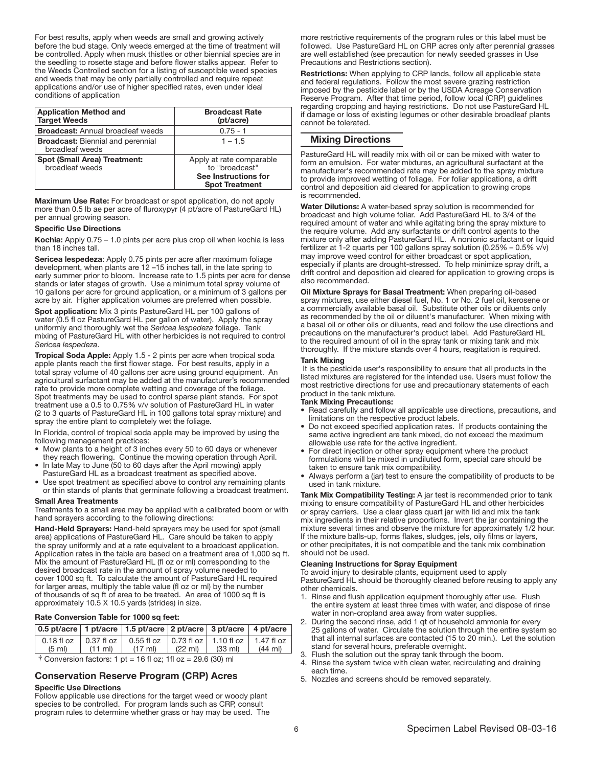For best results, apply when weeds are small and growing actively before the bud stage. Only weeds emerged at the time of treatment will be controlled. Apply when musk thistles or other biennial species are in the seedling to rosette stage and before flower stalks appear. Refer to the Weeds Controlled section for a listing of susceptible weed species and weeds that may be only partially controlled and require repeat applications and/or use of higher specified rates, even under ideal conditions of application

| Application Method and Target Weeds | Broadcast Rate (pt/acre) |
|---|---|
| **Broadcast:** Annual broadleaf weeds | 0.75 - 1 |
| **Broadcast:** Biennial and perennial broadleaf weeds | 1 – 1.5 |
| **Spot (Small Area) Treatment:** broadleaf weeds | Apply at rate comparable to "broadcast" **See Instructions for Spot Treatment** |

**Maximum Use Rate:** For broadcast or spot application, do not apply more than 0.5 lb ae per acre of fluroxypyr (4 pt/acre of PastureGard HL) per annual growing season.

**Specific Use Directions**

**Kochia:** Apply 0.75 – 1.0 pints per acre plus crop oil when kochia is less than 18 inches tall.

**Sericea lespedeza**: Apply 0.75 pints per acre after maximum foliage development, when plants are 12 –15 inches tall, in the late spring to early summer prior to bloom. Increase rate to 1.5 pints per acre for dense stands or later stages of growth. Use a minimum total spray volume of 10 gallons per acre for ground application, or a minimum of 3 gallons per acre by air. Higher application volumes are preferred when possible.

**Spot application:** Mix 3 pints PastureGard HL per 100 gallons of water (0.5 fl oz PastureGard HL per gallon of water). Apply the spray uniformly and thoroughly wet the *Sericea lespedeza* foliage. Tank mixing of PastureGard HL with other herbicides is not required to control *Sericea lespedeza*.

**Tropical Soda Apple:** Apply 1.5 - 2 pints per acre when tropical soda apple plants reach the first flower stage. For best results, apply in a total spray volume of 40 gallons per acre using ground equipment. An agricultural surfactant may be added at the manufacturer's recommended rate to provide more complete wetting and coverage of the foliage. Spot treatments may be used to control sparse plant stands. For spot treatment use a 0.5 to 0.75% v/v solution of PastureGard HL in water (2 to 3 quarts of PastureGard HL in 100 gallons total spray mixture) and spray the entire plant to completely wet the foliage.

In Florida, control of tropical soda apple may be improved by using the following management practices:

- Mow plants to a height of 3 inches every 50 to 60 days or whenever they reach flowering. Continue the mowing operation through April.
- In late May to June (50 to 60 days after the April mowing) apply PastureGard HL as a broadcast treatment as specified above.
- Use spot treatment as specified above to control any remaining plants or thin stands of plants that germinate following a broadcast treatment.

**Small Area Treatments**

Treatments to a small area may be applied with a calibrated boom or with hand sprayers according to the following directions:

**Hand-Held Sprayers:** Hand-held sprayers may be used for spot (small area) applications of PastureGard HL. Care should be taken to apply the spray uniformly and at a rate equivalent to a broadcast application. Application rates in the table are based on a treatment area of 1,000 sq ft. Mix the amount of PastureGard HL (fl oz or ml) corresponding to the desired broadcast rate in the amount of spray volume needed to cover 1000 sq ft. To calculate the amount of PastureGard HL required for larger areas, multiply the table value (fl oz or ml) by the number of thousands of sq ft of area to be treated. An area of 1000 sq ft is approximately 10.5 X 10.5 yards (strides) in size.

**Rate Conversion Table for 1000 sq feet:**

| 0.5 pt/acre | 1 pt/acre | 1.5 pt/acre | 2 pt/acre | 3 pt/acre | 4 pt/acre |
|---|---|---|---|---|---|
| 0.18 fl oz (5 ml) | 0.37 fl oz (11 ml) | 0.55 fl oz (17 ml) | 0.73 fl oz (22 ml) | 1.10 fl oz (33 ml) | 1.47 fl oz (44 ml) |

† Conversion factors: 1 pt = 16 fl oz; 1fl oz = 29.6 (30) ml

## Conservation Reserve Program (CRP) Acres

**Specific Use Directions**

Follow applicable use directions for the target weed or woody plant species to be controlled. For program lands such as CRP, consult program rules to determine whether grass or hay may be used. The more restrictive requirements of the program rules or this label must be followed. Use PastureGard HL on CRP acres only after perennial grasses are well established (see precaution for newly seeded grasses in Use Precautions and Restrictions section).

**Restrictions:** When applying to CRP lands, follow all applicable state and federal regulations. Follow the most severe grazing restriction imposed by the pesticide label or by the USDA Acreage Conservation Reserve Program. After that time period, follow local (CRP) guidelines regarding cropping and haying restrictions. Do not use PastureGard HL if damage or loss of existing legumes or other desirable broadleaf plants cannot be tolerated.

## Mixing Directions

PastureGard HL will readily mix with oil or can be mixed with water to form an emulsion. For water mixtures, an agricultural surfactant at the manufacturer's recommended rate may be added to the spray mixture to provide improved wetting of foliage. For foliar applications, a drift control and deposition aid cleared for application to growing crops is recommended.

**Water Dilutions:** A water-based spray solution is recommended for broadcast and high volume foliar. Add PastureGard HL to 3/4 of the required amount of water and while agitating bring the spray mixture to the require volume. Add any surfactants or drift control agents to the mixture only after adding PastureGard HL. A nonionic surfactant or liquid fertilizer at 1-2 quarts per 100 gallons spray solution (0.25% – 0.5% v/v) may improve weed control for either broadcast or spot application, especially if plants are drought-stressed. To help minimize spray drift, a drift control and deposition aid cleared for application to growing crops is also recommended.

**Oil Mixture Sprays for Basal Treatment:** When preparing oil-based spray mixtures, use either diesel fuel, No. 1 or No. 2 fuel oil, kerosene or a commercially available basal oil. Substitute other oils or diluents only as recommended by the oil or diluent's manufacturer. When mixing with a basal oil or other oils or diluents, read and follow the use directions and precautions on the manufacturer's product label. Add PastureGard HL to the required amount of oil in the spray tank or mixing tank and mix thoroughly. If the mixture stands over 4 hours, reagitation is required.

**Tank Mixing**

It is the pesticide user's responsibility to ensure that all products in the listed mixtures are registered for the intended use. Users must follow the most restrictive directions for use and precautionary statements of each product in the tank mixture.

**Tank Mixing Precautions:**

- Read carefully and follow all applicable use directions, precautions, and limitations on the respective product labels.
- Do not exceed specified application rates. If products containing the same active ingredient are tank mixed, do not exceed the maximum allowable use rate for the active ingredient.
- For direct injection or other spray equipment where the product formulations will be mixed in undiluted form, special care should be taken to ensure tank mix compatibility.
- Always perform a (jar) test to ensure the compatibility of products to be used in tank mixture.

**Tank Mix Compatibility Testing:** A jar test is recommended prior to tank mixing to ensure compatibility of PastureGard HL and other herbicides or spray carriers. Use a clear glass quart jar with lid and mix the tank mix ingredients in their relative proportions. Invert the jar containing the mixture several times and observe the mixture for approximately 1/2 hour. If the mixture balls-up, forms flakes, sludges, jels, oily films or layers, or other precipitates, it is not compatible and the tank mix combination should not be used.

**Cleaning Instructions for Spray Equipment**

To avoid injury to desirable plants, equipment used to apply PastureGard HL should be thoroughly cleaned before reusing to apply any other chemicals.

1. Rinse and flush application equipment thoroughly after use. Flush the entire system at least three times with water, and dispose of rinse water in non-cropland area away from water supplies.
2. During the second rinse, add 1 qt of household ammonia for every 25 gallons of water. Circulate the solution through the entire system so that all internal surfaces are contacted (15 to 20 min.). Let the solution stand for several hours, preferable overnight.
3. Flush the solution out the spray tank through the boom.
4. Rinse the system twice with clean water, recirculating and draining each time.
5. Nozzles and screens should be removed separately.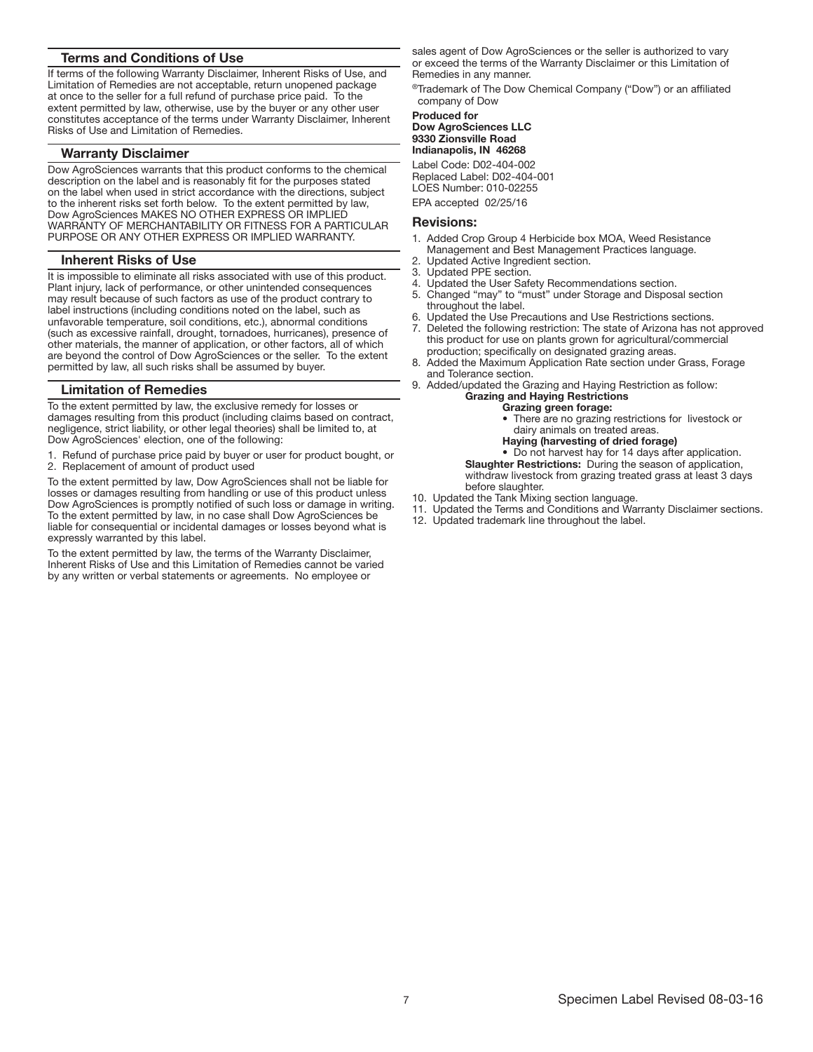## Terms and Conditions of Use

If terms of the following Warranty Disclaimer, Inherent Risks of Use, and Limitation of Remedies are not acceptable, return unopened package at once to the seller for a full refund of purchase price paid. To the extent permitted by law, otherwise, use by the buyer or any other user constitutes acceptance of the terms under Warranty Disclaimer, Inherent Risks of Use and Limitation of Remedies.

## Warranty Disclaimer

Dow AgroSciences warrants that this product conforms to the chemical description on the label and is reasonably fit for the purposes stated on the label when used in strict accordance with the directions, subject to the inherent risks set forth below. To the extent permitted by law, Dow AgroSciences MAKES NO OTHER EXPRESS OR IMPLIED WARRANTY OF MERCHANTABILITY OR FITNESS FOR A PARTICULAR PURPOSE OR ANY OTHER EXPRESS OR IMPLIED WARRANTY.

## Inherent Risks of Use

It is impossible to eliminate all risks associated with use of this product. Plant injury, lack of performance, or other unintended consequences may result because of such factors as use of the product contrary to label instructions (including conditions noted on the label, such as unfavorable temperature, soil conditions, etc.), abnormal conditions (such as excessive rainfall, drought, tornadoes, hurricanes), presence of other materials, the manner of application, or other factors, all of which are beyond the control of Dow AgroSciences or the seller. To the extent permitted by law, all such risks shall be assumed by buyer.

## Limitation of Remedies

To the extent permitted by law, the exclusive remedy for losses or damages resulting from this product (including claims based on contract, negligence, strict liability, or other legal theories) shall be limited to, at Dow AgroSciences' election, one of the following:

1. Refund of purchase price paid by buyer or user for product bought, or
2. Replacement of amount of product used

To the extent permitted by law, Dow AgroSciences shall not be liable for losses or damages resulting from handling or use of this product unless Dow AgroSciences is promptly notified of such loss or damage in writing. To the extent permitted by law, in no case shall Dow AgroSciences be liable for consequential or incidental damages or losses beyond what is expressly warranted by this label.

To the extent permitted by law, the terms of the Warranty Disclaimer, Inherent Risks of Use and this Limitation of Remedies cannot be varied by any written or verbal statements or agreements. No employee or sales agent of Dow AgroSciences or the seller is authorized to vary or exceed the terms of the Warranty Disclaimer or this Limitation of Remedies in any manner.

®Trademark of The Dow Chemical Company ("Dow") or an affiliated company of Dow

**Produced for**
**Dow AgroSciences LLC**
**9330 Zionsville Road**
**Indianapolis, IN 46268**

Label Code: D02-404-002
Replaced Label: D02-404-001
LOES Number: 010-02255

EPA accepted 02/25/16

## Revisions:

1. Added Crop Group 4 Herbicide box MOA, Weed Resistance Management and Best Management Practices language.
2. Updated Active Ingredient section.
3. Updated PPE section.
4. Updated the User Safety Recommendations section.
5. Changed "may" to "must" under Storage and Disposal section throughout the label.
6. Updated the Use Precautions and Use Restrictions sections.
7. Deleted the following restriction: The state of Arizona has not approved this product for use on plants grown for agricultural/commercial production; specifically on designated grazing areas.
8. Added the Maximum Application Rate section under Grass, Forage and Tolerance section.
9. Added/updated the Grazing and Haying Restriction as follow:

   **Grazing and Haying Restrictions**

   **Grazing green forage:**
   - There are no grazing restrictions for livestock or dairy animals on treated areas.

   **Haying (harvesting of dried forage)**
   - Do not harvest hay for 14 days after application.

   **Slaughter Restrictions:** During the season of application, withdraw livestock from grazing treated grass at least 3 days before slaughter.
10. Updated the Tank Mixing section language.
11. Updated the Terms and Conditions and Warranty Disclaimer sections.
12. Updated trademark line throughout the label.

Specimen Label Revised 08-03-16